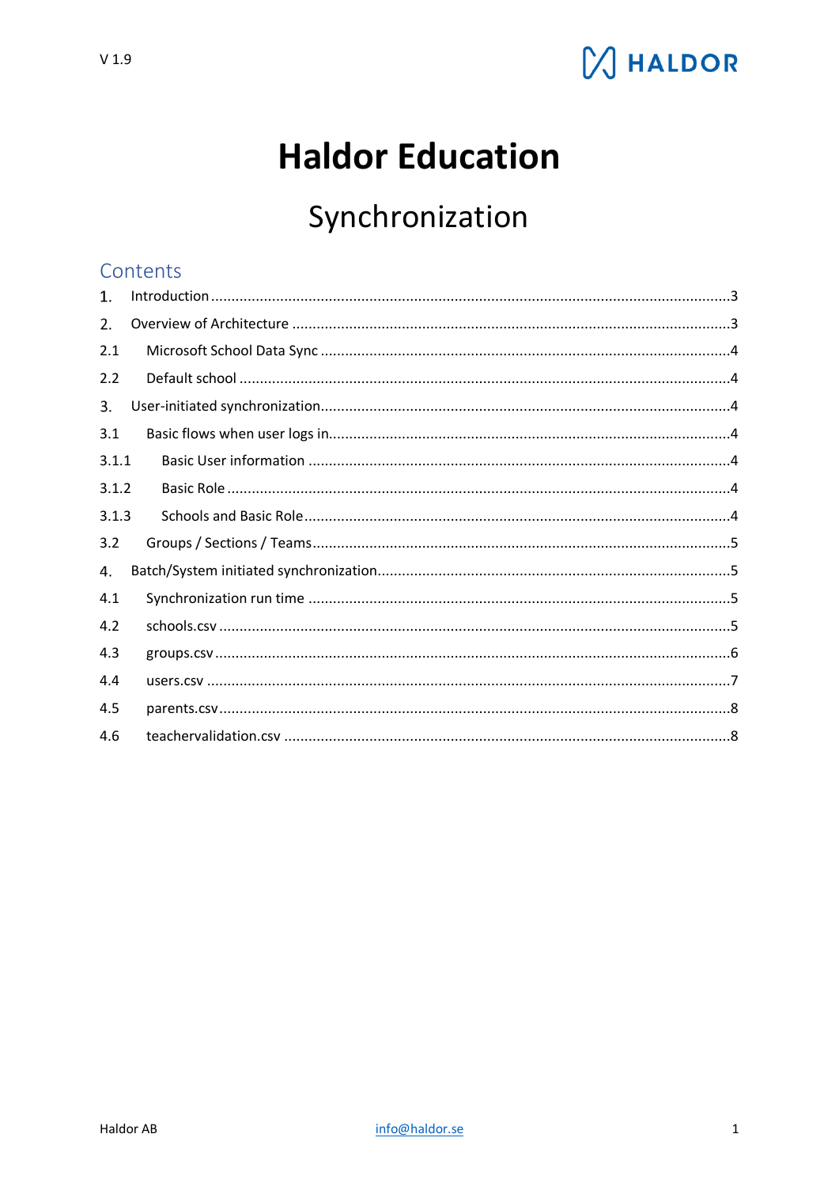V 1.9

# Haldor Education

## Synchronization

### Contents

1. Introduction ..... 3
2. Overview of Architecture ..... 3
   - 2.1 Microsoft School Data Sync ..... 4
   - 2.2 Default school ..... 4
3. User-initiated synchronization ..... 4
   - 3.1 Basic flows when user logs in ..... 4
     - 3.1.1 Basic User information ..... 4
     - 3.1.2 Basic Role ..... 4
     - 3.1.3 Schools and Basic Role ..... 4
   - 3.2 Groups / Sections / Teams ..... 5
4. Batch/System initiated synchronization ..... 5
   - 4.1 Synchronization run time ..... 5
   - 4.2 schools.csv ..... 5
   - 4.3 groups.csv ..... 6
   - 4.4 users.csv ..... 7
   - 4.5 parents.csv ..... 8
   - 4.6 teachervalidation.csv ..... 8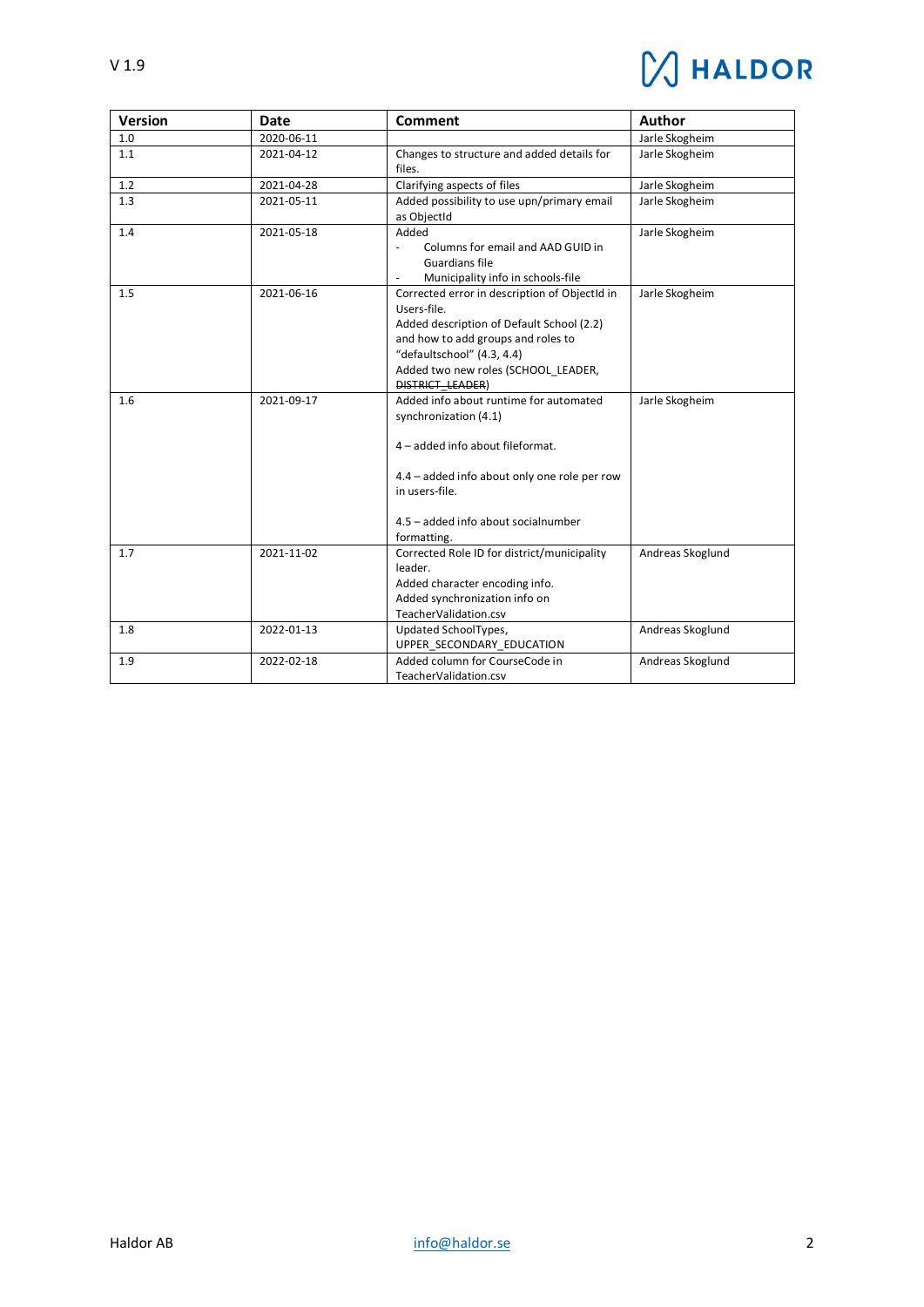| Version | Date | Comment | Author |
| --- | --- | --- | --- |
| 1.0 | 2020-06-11 | | Jarle Skogheim |
| 1.1 | 2021-04-12 | Changes to structure and added details for files. | Jarle Skogheim |
| 1.2 | 2021-04-28 | Clarifying aspects of files | Jarle Skogheim |
| 1.3 | 2021-05-11 | Added possibility to use upn/primary email as ObjectId | Jarle Skogheim |
| 1.4 | 2021-05-18 | Added<br>- Columns for email and AAD GUID in Guardians file<br>- Municipality info in schools-file | Jarle Skogheim |
| 1.5 | 2021-06-16 | Corrected error in description of ObjectId in Users-file.<br>Added description of Default School (2.2) and how to add groups and roles to "defaultschool" (4.3, 4.4)<br>Added two new roles (SCHOOL_LEADER, ~~DISTRICT_LEADER~~) | Jarle Skogheim |
| 1.6 | 2021-09-17 | Added info about runtime for automated synchronization (4.1)<br><br>4 – added info about fileformat.<br><br>4.4 – added info about only one role per row in users-file.<br><br>4.5 – added info about socialnumber formatting. | Jarle Skogheim |
| 1.7 | 2021-11-02 | Corrected Role ID for district/municipality leader.<br>Added character encoding info.<br>Added synchronization info on TeacherValidation.csv | Andreas Skoglund |
| 1.8 | 2022-01-13 | Updated SchoolTypes, UPPER_SECONDARY_EDUCATION | Andreas Skoglund |
| 1.9 | 2022-02-18 | Added column for CourseCode in TeacherValidation.csv | Andreas Skoglund |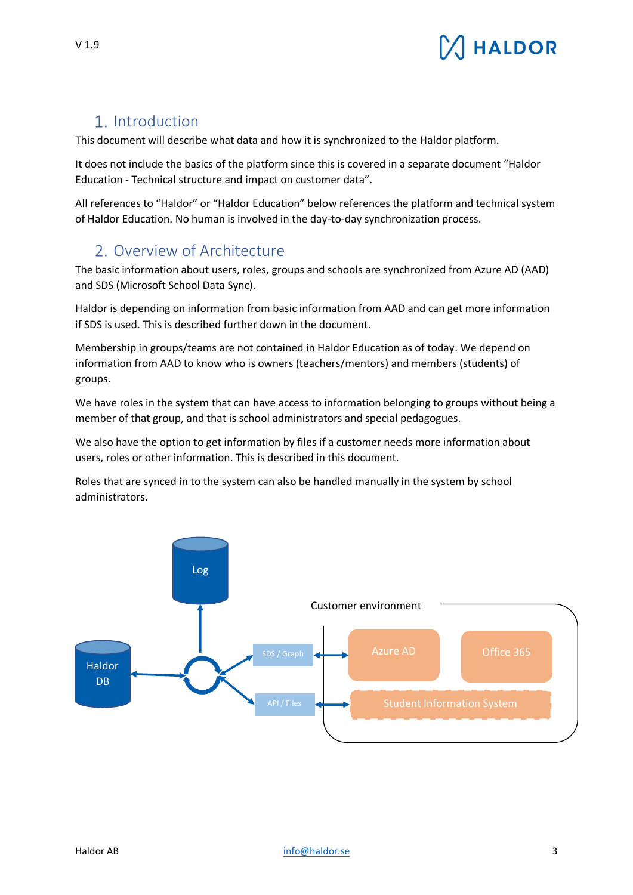# 1. Introduction

This document will describe what data and how it is synchronized to the Haldor platform.

It does not include the basics of the platform since this is covered in a separate document "Haldor Education - Technical structure and impact on customer data".

All references to "Haldor" or "Haldor Education" below references the platform and technical system of Haldor Education. No human is involved in the day-to-day synchronization process.

# 2. Overview of Architecture

The basic information about users, roles, groups and schools are synchronized from Azure AD (AAD) and SDS (Microsoft School Data Sync).

Haldor is depending on information from basic information from AAD and can get more information if SDS is used. This is described further down in the document.

Membership in groups/teams are not contained in Haldor Education as of today. We depend on information from AAD to know who is owners (teachers/mentors) and members (students) of groups.

We have roles in the system that can have access to information belonging to groups without being a member of that group, and that is school administrators and special pedagogues.

We also have the option to get information by files if a customer needs more information about users, roles or other information. This is described in this document.

Roles that are synced in to the system can also be handled manually in the system by school administrators.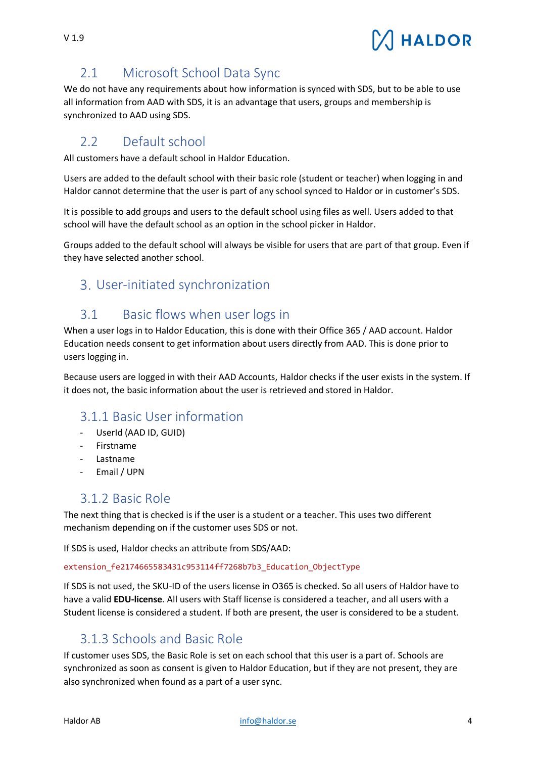## 2.1 Microsoft School Data Sync

We do not have any requirements about how information is synced with SDS, but to be able to use all information from AAD with SDS, it is an advantage that users, groups and membership is synchronized to AAD using SDS.

## 2.2 Default school

All customers have a default school in Haldor Education.

Users are added to the default school with their basic role (student or teacher) when logging in and Haldor cannot determine that the user is part of any school synced to Haldor or in customer's SDS.

It is possible to add groups and users to the default school using files as well. Users added to that school will have the default school as an option in the school picker in Haldor.

Groups added to the default school will always be visible for users that are part of that group. Even if they have selected another school.

# 3. User-initiated synchronization

## 3.1 Basic flows when user logs in

When a user logs in to Haldor Education, this is done with their Office 365 / AAD account. Haldor Education needs consent to get information about users directly from AAD. This is done prior to users logging in.

Because users are logged in with their AAD Accounts, Haldor checks if the user exists in the system. If it does not, the basic information about the user is retrieved and stored in Haldor.

### 3.1.1 Basic User information

- UserId (AAD ID, GUID)
- Firstname
- Lastname
- Email / UPN

### 3.1.2 Basic Role

The next thing that is checked is if the user is a student or a teacher. This uses two different mechanism depending on if the customer uses SDS or not.

If SDS is used, Haldor checks an attribute from SDS/AAD:

```
extension_fe2174665583431c953114ff7268b7b3_Education_ObjectType
```

If SDS is not used, the SKU-ID of the users license in O365 is checked. So all users of Haldor have to have a valid **EDU-license**. All users with Staff license is considered a teacher, and all users with a Student license is considered a student. If both are present, the user is considered to be a student.

### 3.1.3 Schools and Basic Role

If customer uses SDS, the Basic Role is set on each school that this user is a part of. Schools are synchronized as soon as consent is given to Haldor Education, but if they are not present, they are also synchronized when found as a part of a user sync.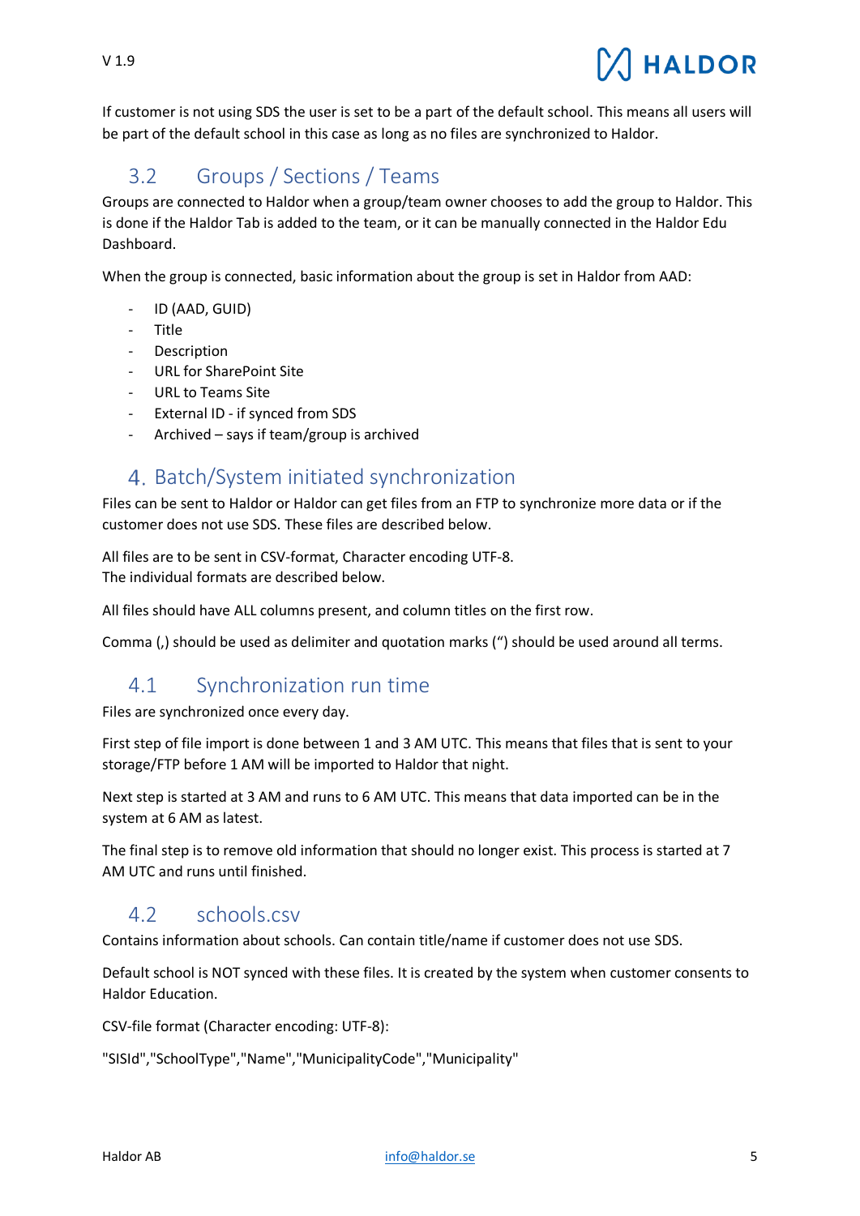If customer is not using SDS the user is set to be a part of the default school. This means all users will be part of the default school in this case as long as no files are synchronized to Haldor.

## 3.2 Groups / Sections / Teams

Groups are connected to Haldor when a group/team owner chooses to add the group to Haldor. This is done if the Haldor Tab is added to the team, or it can be manually connected in the Haldor Edu Dashboard.

When the group is connected, basic information about the group is set in Haldor from AAD:

- ID (AAD, GUID)
- Title
- Description
- URL for SharePoint Site
- URL to Teams Site
- External ID - if synced from SDS
- Archived – says if team/group is archived

# 4. Batch/System initiated synchronization

Files can be sent to Haldor or Haldor can get files from an FTP to synchronize more data or if the customer does not use SDS. These files are described below.

All files are to be sent in CSV-format, Character encoding UTF-8.
The individual formats are described below.

All files should have ALL columns present, and column titles on the first row.

Comma (,) should be used as delimiter and quotation marks (") should be used around all terms.

## 4.1 Synchronization run time

Files are synchronized once every day.

First step of file import is done between 1 and 3 AM UTC. This means that files that is sent to your storage/FTP before 1 AM will be imported to Haldor that night.

Next step is started at 3 AM and runs to 6 AM UTC. This means that data imported can be in the system at 6 AM as latest.

The final step is to remove old information that should no longer exist. This process is started at 7 AM UTC and runs until finished.

## 4.2 schools.csv

Contains information about schools. Can contain title/name if customer does not use SDS.

Default school is NOT synced with these files. It is created by the system when customer consents to Haldor Education.

CSV-file format (Character encoding: UTF-8):

"SISId","SchoolType","Name","MunicipalityCode","Municipality"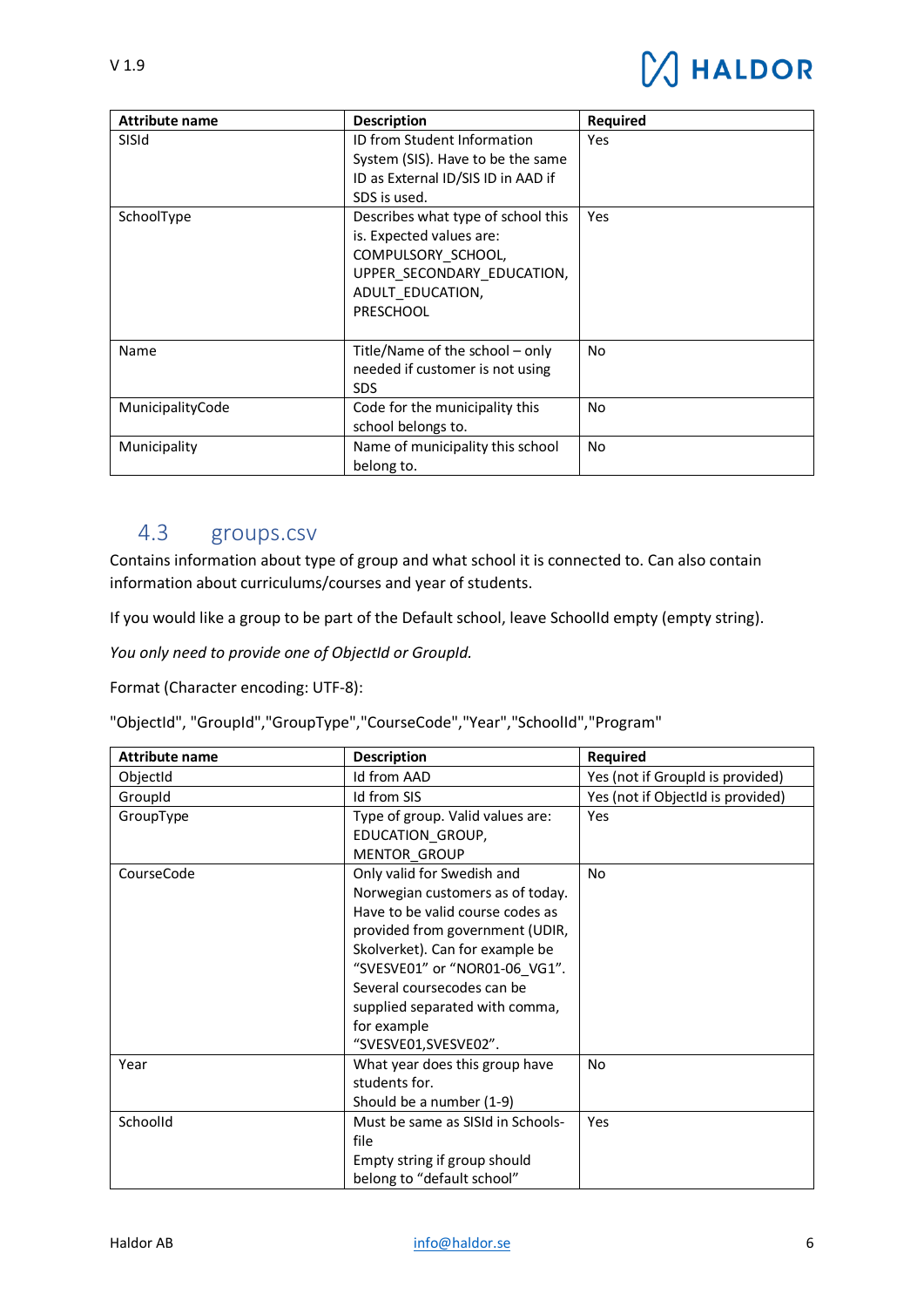| Attribute name | Description | Required |
| --- | --- | --- |
| SISId | ID from Student Information System (SIS). Have to be the same ID as External ID/SIS ID in AAD if SDS is used. | Yes |
| SchoolType | Describes what type of school this is. Expected values are: COMPULSORY_SCHOOL, UPPER_SECONDARY_EDUCATION, ADULT_EDUCATION, PRESCHOOL | Yes |
| Name | Title/Name of the school – only needed if customer is not using SDS | No |
| MunicipalityCode | Code for the municipality this school belongs to. | No |
| Municipality | Name of municipality this school belong to. | No |

## 4.3 groups.csv

Contains information about type of group and what school it is connected to. Can also contain information about curriculums/courses and year of students.

If you would like a group to be part of the Default school, leave SchoolId empty (empty string).

*You only need to provide one of ObjectId or GroupId.*

Format (Character encoding: UTF-8):

"ObjectId", "GroupId","GroupType","CourseCode","Year","SchoolId","Program"

| Attribute name | Description | Required |
| --- | --- | --- |
| ObjectId | Id from AAD | Yes (not if GroupId is provided) |
| GroupId | Id from SIS | Yes (not if ObjectId is provided) |
| GroupType | Type of group. Valid values are: EDUCATION_GROUP, MENTOR_GROUP | Yes |
| CourseCode | Only valid for Swedish and Norwegian customers as of today. Have to be valid course codes as provided from government (UDIR, Skolverket). Can for example be "SVESVE01" or "NOR01-06_VG1". Several coursecodes can be supplied separated with comma, for example "SVESVE01,SVESVE02". | No |
| Year | What year does this group have students for. Should be a number (1-9) | No |
| SchoolId | Must be same as SISId in Schools-file<br>Empty string if group should belong to "default school" | Yes |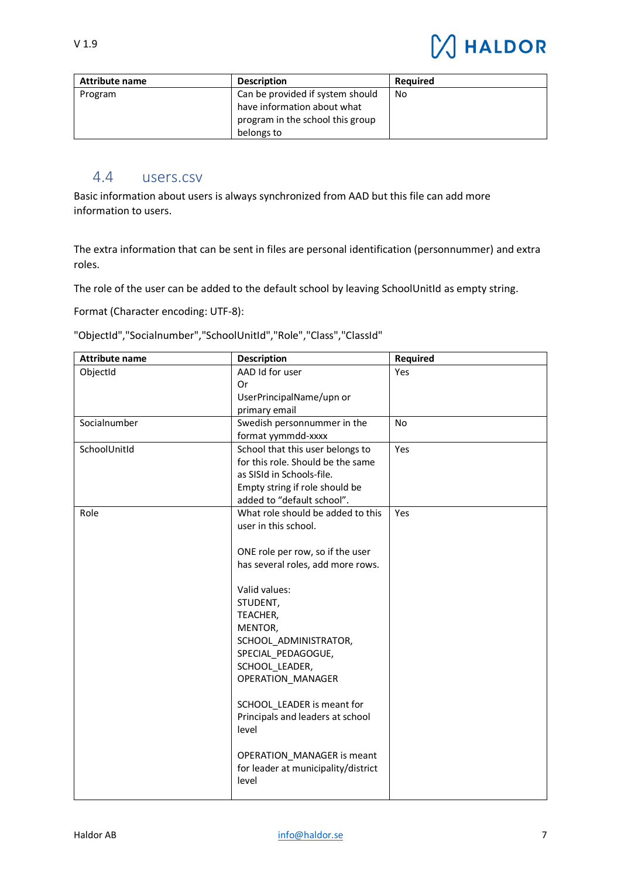| Attribute name | Description | Required |
| --- | --- | --- |
| Program | Can be provided if system should have information about what program in the school this group belongs to | No |

## 4.4 users.csv

Basic information about users is always synchronized from AAD but this file can add more information to users.

The extra information that can be sent in files are personal identification (personnummer) and extra roles.

The role of the user can be added to the default school by leaving SchoolUnitId as empty string.

Format (Character encoding: UTF-8):

"ObjectId","Socialnumber","SchoolUnitId","Role","Class","ClassId"

| Attribute name | Description | Required |
| --- | --- | --- |
| ObjectId | AAD Id for user<br>Or<br>UserPrincipalName/upn or primary email | Yes |
| Socialnumber | Swedish personnummer in the format yymmdd-xxxx | No |
| SchoolUnitId | School that this user belongs to for this role. Should be the same as SISId in Schools-file.<br>Empty string if role should be added to "default school". | Yes |
| Role | What role should be added to this user in this school.<br><br>ONE role per row, so if the user has several roles, add more rows.<br><br>Valid values:<br>STUDENT,<br>TEACHER,<br>MENTOR,<br>SCHOOL_ADMINISTRATOR,<br>SPECIAL_PEDAGOGUE,<br>SCHOOL_LEADER,<br>OPERATION_MANAGER<br><br>SCHOOL_LEADER is meant for Principals and leaders at school level<br><br>OPERATION_MANAGER is meant for leader at municipality/district level | Yes |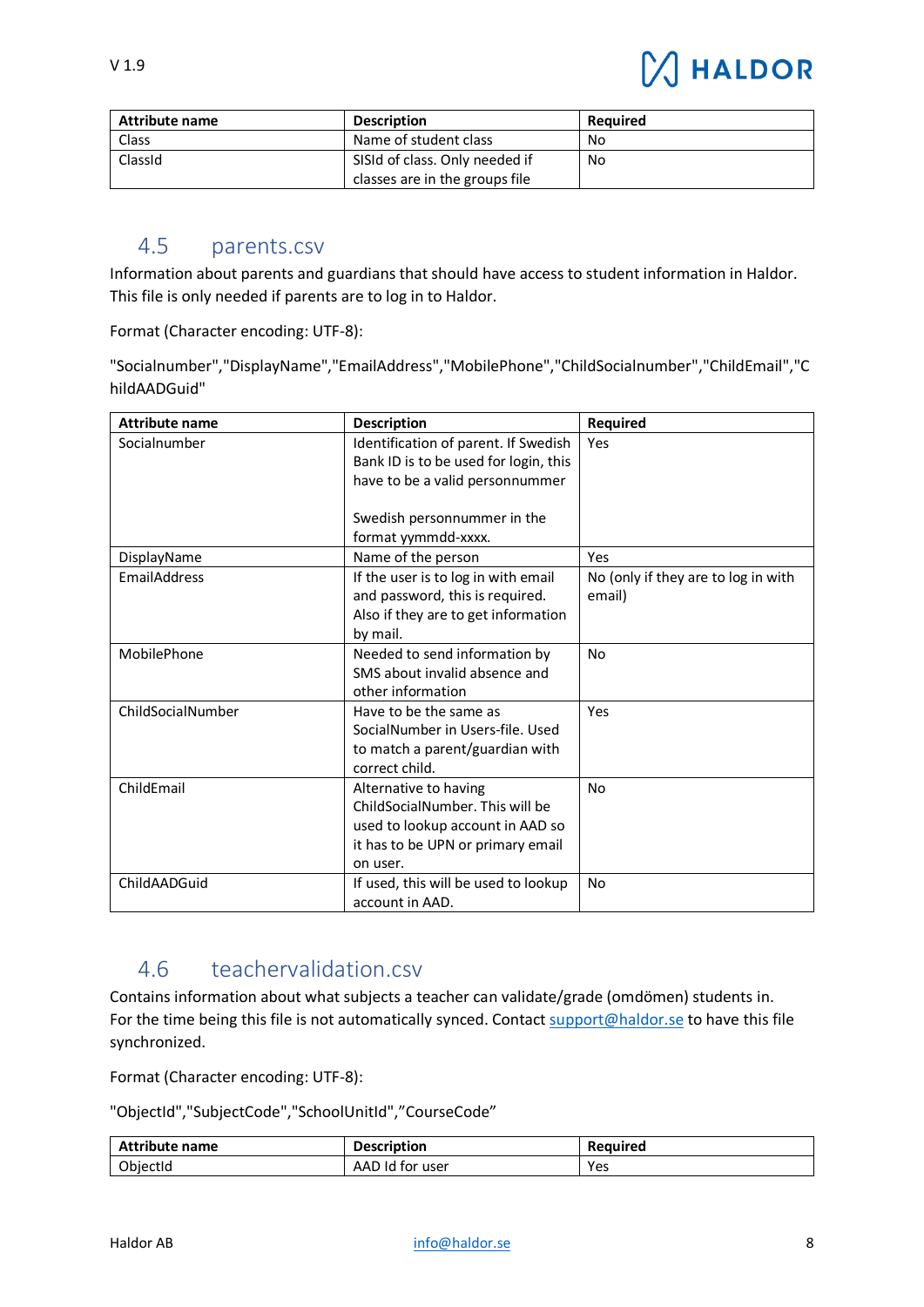| Attribute name | Description | Required |
| --- | --- | --- |
| Class | Name of student class | No |
| ClassId | SISId of class. Only needed if classes are in the groups file | No |

## 4.5 parents.csv

Information about parents and guardians that should have access to student information in Haldor. This file is only needed if parents are to log in to Haldor.

Format (Character encoding: UTF-8):

"Socialnumber","DisplayName","EmailAddress","MobilePhone","ChildSocialnumber","ChildEmail","ChildAADGuid"

| Attribute name | Description | Required |
| --- | --- | --- |
| Socialnumber | Identification of parent. If Swedish Bank ID is to be used for login, this have to be a valid personnummer<br><br>Swedish personnummer in the format yymmdd-xxxx. | Yes |
| DisplayName | Name of the person | Yes |
| EmailAddress | If the user is to log in with email and password, this is required. Also if they are to get information by mail. | No (only if they are to log in with email) |
| MobilePhone | Needed to send information by SMS about invalid absence and other information | No |
| ChildSocialNumber | Have to be the same as SocialNumber in Users-file. Used to match a parent/guardian with correct child. | Yes |
| ChildEmail | Alternative to having ChildSocialNumber. This will be used to lookup account in AAD so it has to be UPN or primary email on user. | No |
| ChildAADGuid | If used, this will be used to lookup account in AAD. | No |

## 4.6 teachervalidation.csv

Contains information about what subjects a teacher can validate/grade (omdömen) students in. For the time being this file is not automatically synced. Contact support@haldor.se to have this file synchronized.

Format (Character encoding: UTF-8):

"ObjectId","SubjectCode","SchoolUnitId",”CourseCode”

| Attribute name | Description | Required |
| --- | --- | --- |
| ObjectId | AAD Id for user | Yes |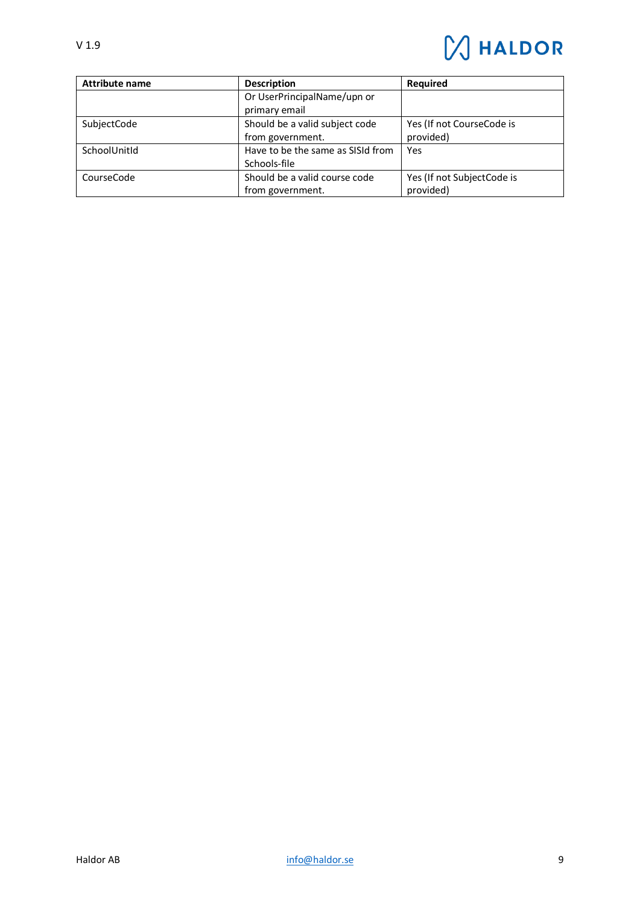| Attribute name | Description | Required |
|---|---|---|
| | Or UserPrincipalName/upn or primary email | |
| SubjectCode | Should be a valid subject code from government. | Yes (If not CourseCode is provided) |
| SchoolUnitId | Have to be the same as SISId from Schools-file | Yes |
| CourseCode | Should be a valid course code from government. | Yes (If not SubjectCode is provided) |